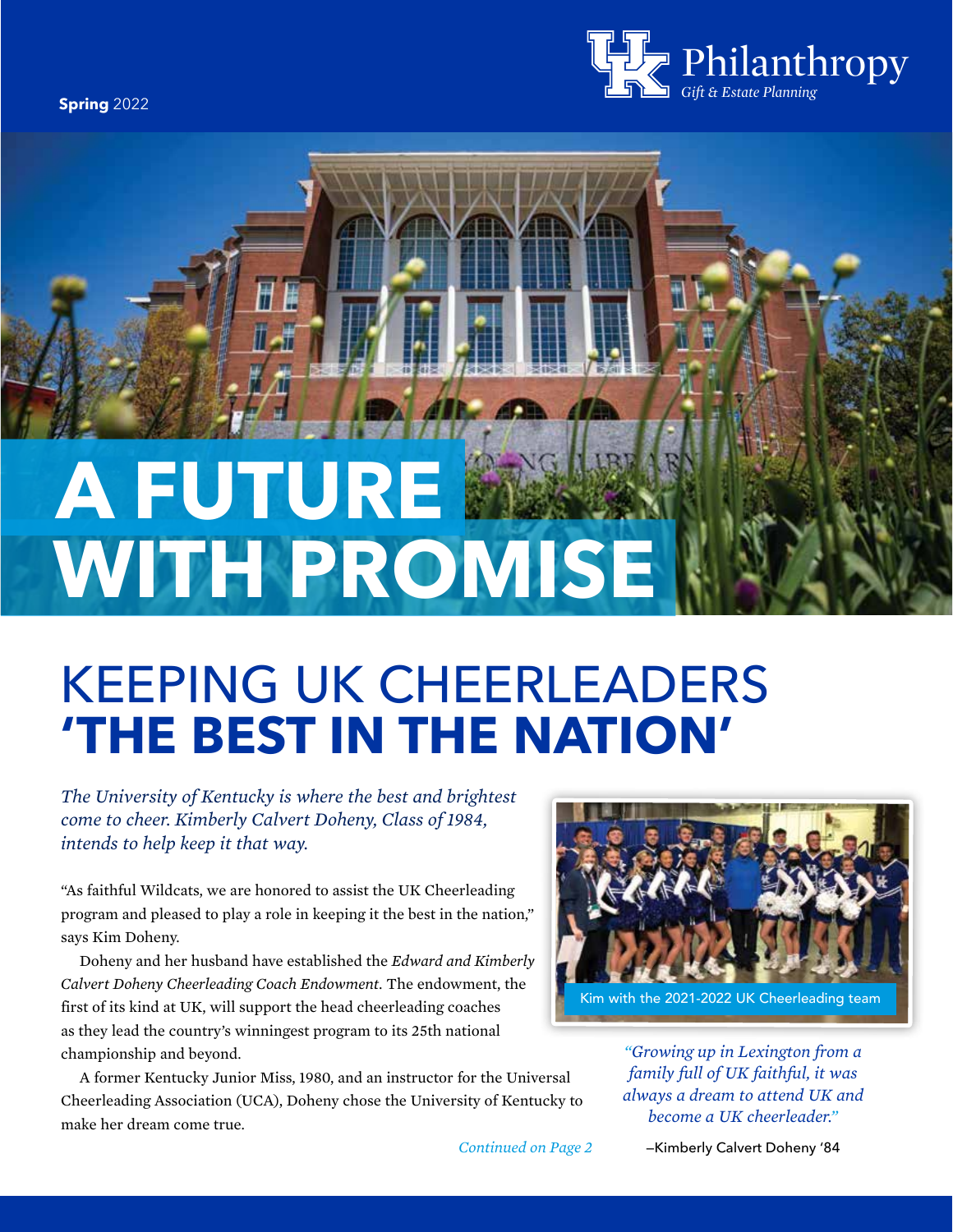Spring 2022

Philanthropy
*Gift & Estate Planning*

# A FUTURE WITH PROMISE

## KEEPING UK CHEERLEADERS **'THE BEST IN THE NATION'**

*The University of Kentucky is where the best and brightest come to cheer. Kimberly Calvert Doheny, Class of 1984, intends to help keep it that way.*

"As faithful Wildcats, we are honored to assist the UK Cheerleading program and pleased to play a role in keeping it the best in the nation," says Kim Doheny.

Doheny and her husband have established the *Edward and Kimberly Calvert Doheny Cheerleading Coach Endowment*. The endowment, the first of its kind at UK, will support the head cheerleading coaches as they lead the country's winningest program to its 25th national championship and beyond.

A former Kentucky Junior Miss, 1980, and an instructor for the Universal Cheerleading Association (UCA), Doheny chose the University of Kentucky to make her dream come true.

*Continued on Page 2*

Kim with the 2021-2022 UK Cheerleading team

*"Growing up in Lexington from a family full of UK faithful, it was always a dream to attend UK and become a UK cheerleader."*

–Kimberly Calvert Doheny '84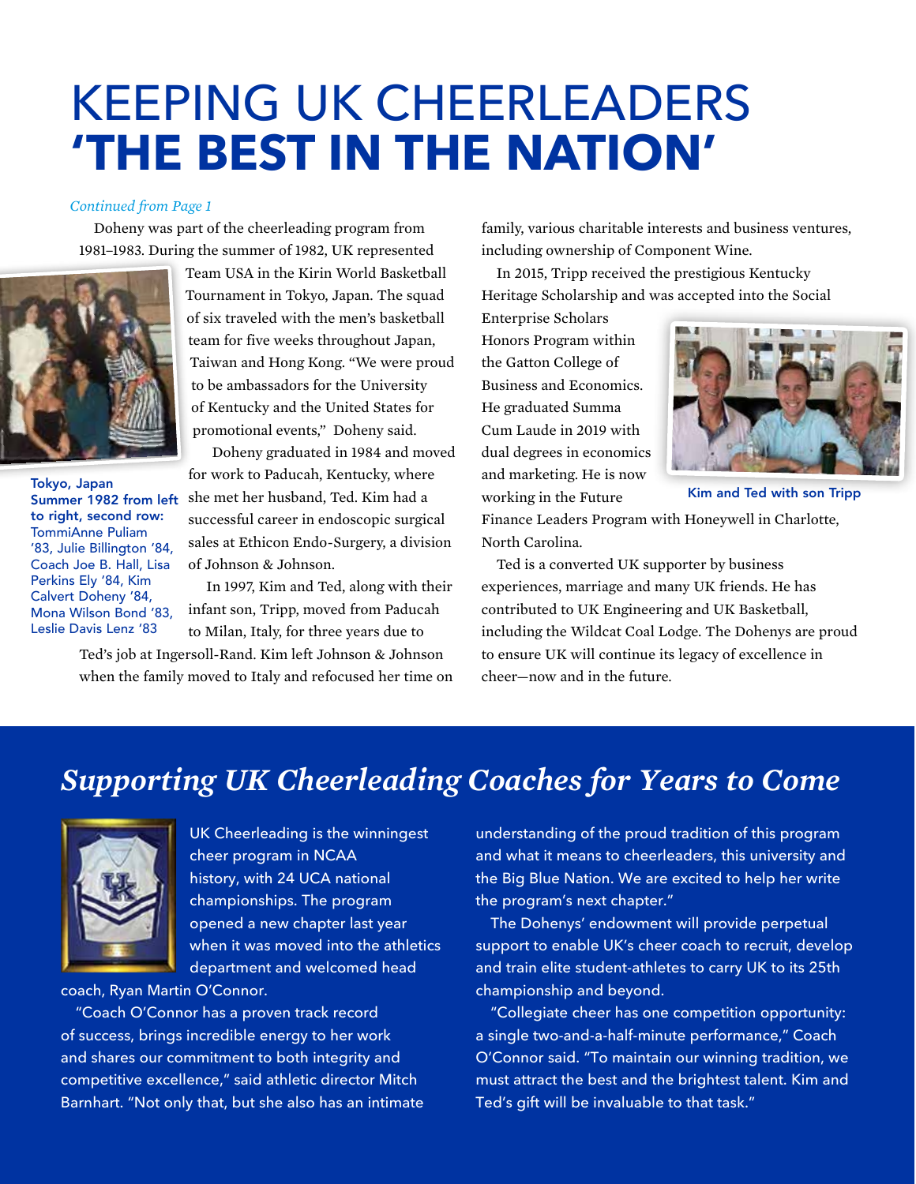# KEEPING UK CHEERLEADERS **'THE BEST IN THE NATION'**

*Continued from Page 1*

Doheny was part of the cheerleading program from 1981–1983. During the summer of 1982, UK represented Team USA in the Kirin World Basketball Tournament in Tokyo, Japan. The squad of six traveled with the men's basketball team for five weeks throughout Japan, Taiwan and Hong Kong. "We were proud to be ambassadors for the University of Kentucky and the United States for promotional events," Doheny said.

**Tokyo, Japan Summer 1982 from left to right, second row:** TommiAnne Puliam '83, Julie Billington '84, Coach Joe B. Hall, Lisa Perkins Ely '84, Kim Calvert Doheny '84, Mona Wilson Bond '83, Leslie Davis Lenz '83

Doheny graduated in 1984 and moved for work to Paducah, Kentucky, where she met her husband, Ted. Kim had a successful career in endoscopic surgical sales at Ethicon Endo-Surgery, a division of Johnson & Johnson.

In 1997, Kim and Ted, along with their infant son, Tripp, moved from Paducah to Milan, Italy, for three years due to Ted's job at Ingersoll-Rand. Kim left Johnson & Johnson when the family moved to Italy and refocused her time on family, various charitable interests and business ventures, including ownership of Component Wine.

In 2015, Tripp received the prestigious Kentucky Heritage Scholarship and was accepted into the Social Enterprise Scholars Honors Program within the Gatton College of Business and Economics. He graduated Summa Cum Laude in 2019 with dual degrees in economics and marketing. He is now working in the Future Finance Leaders Program with Honeywell in Charlotte, North Carolina.

Kim and Ted with son Tripp

Ted is a converted UK supporter by business experiences, marriage and many UK friends. He has contributed to UK Engineering and UK Basketball, including the Wildcat Coal Lodge. The Dohenys are proud to ensure UK will continue its legacy of excellence in cheer—now and in the future.

## *Supporting UK Cheerleading Coaches for Years to Come*

UK Cheerleading is the winningest cheer program in NCAA history, with 24 UCA national championships. The program opened a new chapter last year when it was moved into the athletics department and welcomed head coach, Ryan Martin O'Connor.

"Coach O'Connor has a proven track record of success, brings incredible energy to her work and shares our commitment to both integrity and competitive excellence," said athletic director Mitch Barnhart. "Not only that, but she also has an intimate understanding of the proud tradition of this program and what it means to cheerleaders, this university and the Big Blue Nation. We are excited to help her write the program's next chapter."

The Dohenys' endowment will provide perpetual support to enable UK's cheer coach to recruit, develop and train elite student-athletes to carry UK to its 25th championship and beyond.

"Collegiate cheer has one competition opportunity: a single two-and-a-half-minute performance," Coach O'Connor said. "To maintain our winning tradition, we must attract the best and the brightest talent. Kim and Ted's gift will be invaluable to that task."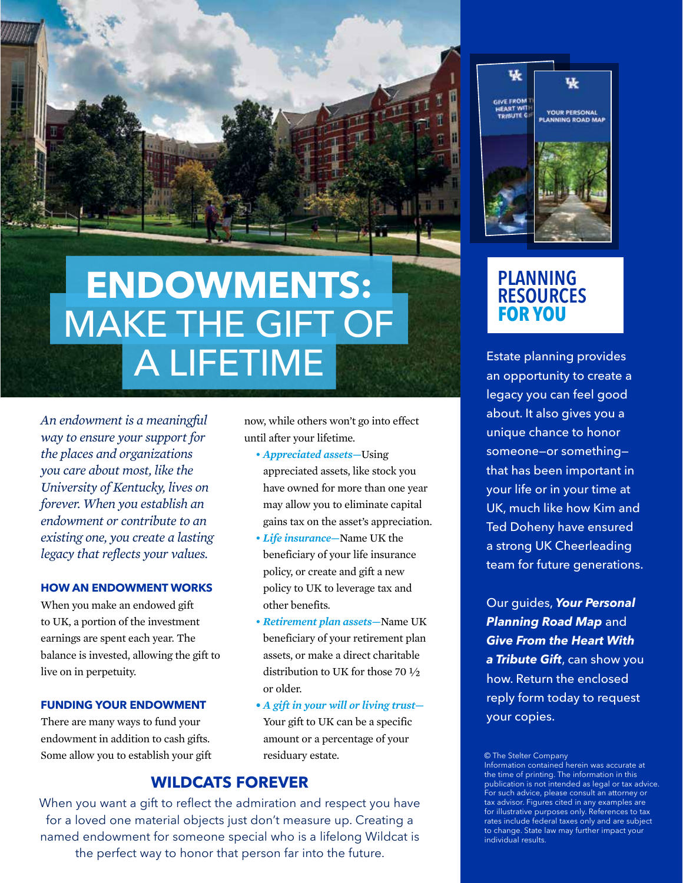# ENDOWMENTS: MAKE THE GIFT OF A LIFETIME

*An endowment is a meaningful way to ensure your support for the places and organizations you care about most, like the University of Kentucky, lives on forever. When you establish an endowment or contribute to an existing one, you create a lasting legacy that reflects your values.*

### HOW AN ENDOWMENT WORKS

When you make an endowed gift to UK, a portion of the investment earnings are spent each year. The balance is invested, allowing the gift to live on in perpetuity.

### FUNDING YOUR ENDOWMENT

There are many ways to fund your endowment in addition to cash gifts. Some allow you to establish your gift now, while others won't go into effect until after your lifetime.

- ***Appreciated assets***—Using appreciated assets, like stock you have owned for more than one year may allow you to eliminate capital gains tax on the asset's appreciation.
- ***Life insurance***—Name UK the beneficiary of your life insurance policy, or create and gift a new policy to UK to leverage tax and other benefits.
- ***Retirement plan assets***—Name UK beneficiary of your retirement plan assets, or make a direct charitable distribution to UK for those 70 ½ or older.
- ***A gift in your will or living trust***—Your gift to UK can be a specific amount or a percentage of your residuary estate.

## WILDCATS FOREVER

When you want a gift to reflect the admiration and respect you have for a loved one material objects just don't measure up. Creating a named endowment for someone special who is a lifelong Wildcat is the perfect way to honor that person far into the future.

## PLANNING RESOURCES FOR YOU

Estate planning provides an opportunity to create a legacy you can feel good about. It also gives you a unique chance to honor someone—or something—that has been important in your life or in your time at UK, much like how Kim and Ted Doheny have ensured a strong UK Cheerleading team for future generations.

Our guides, ***Your Personal Planning Road Map*** and ***Give From the Heart With a Tribute Gift***, can show you how. Return the enclosed reply form today to request your copies.

© The Stelter Company
Information contained herein was accurate at the time of printing. The information in this publication is not intended as legal or tax advice. For such advice, please consult an attorney or tax advisor. Figures cited in any examples are for illustrative purposes only. References to tax rates include federal taxes only and are subject to change. State law may further impact your individual results.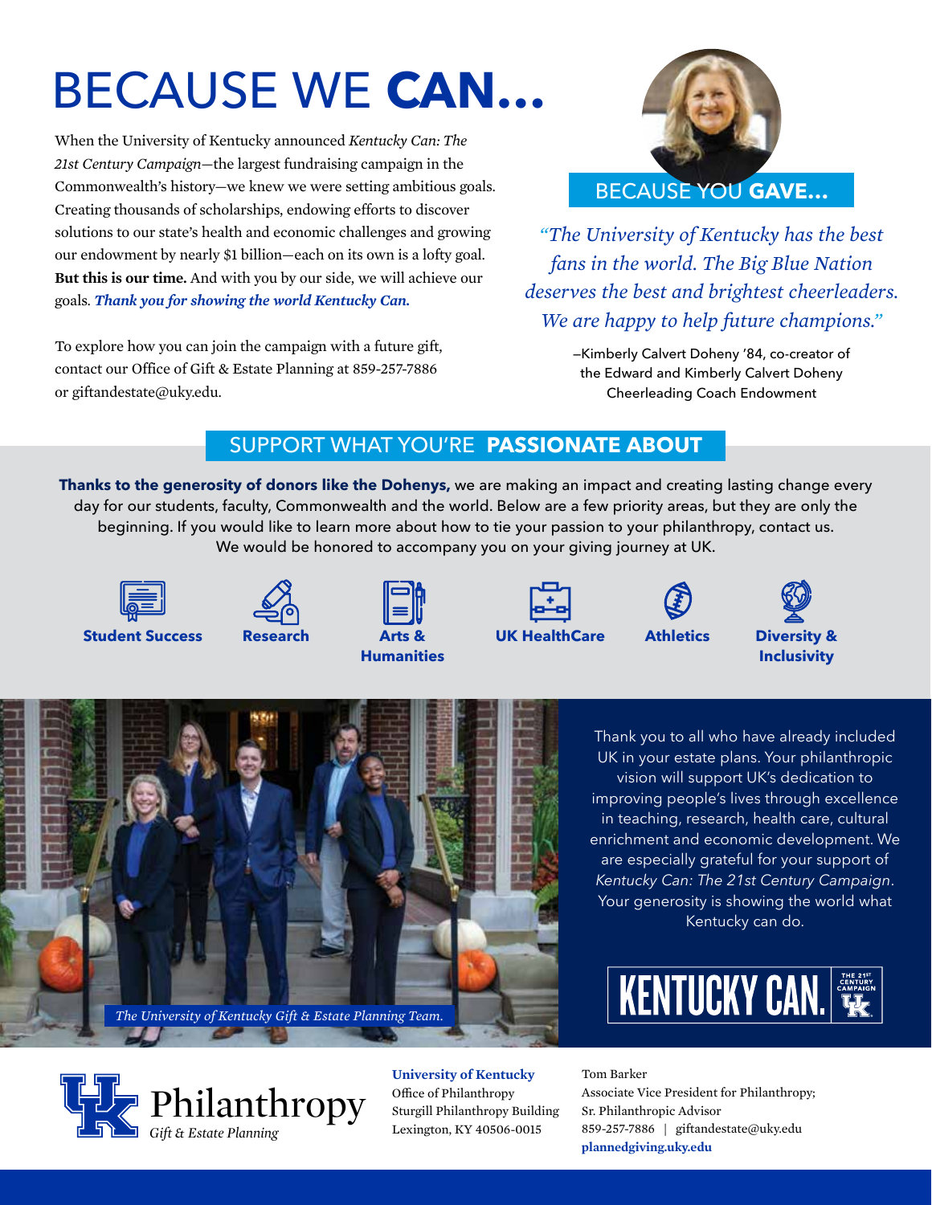# BECAUSE WE **CAN...**

When the University of Kentucky announced *Kentucky Can: The 21st Century Campaign*—the largest fundraising campaign in the Commonwealth's history—we knew we were setting ambitious goals. Creating thousands of scholarships, endowing efforts to discover solutions to our state's health and economic challenges and growing our endowment by nearly $1 billion—each on its own is a lofty goal. **But this is our time.** And with you by our side, we will achieve our goals. ***Thank you for showing the world Kentucky Can.***

To explore how you can join the campaign with a future gift, contact our Office of Gift & Estate Planning at 859-257-7886 or giftandestate@uky.edu.

## BECAUSE YOU **GAVE...**

*"The University of Kentucky has the best fans in the world. The Big Blue Nation deserves the best and brightest cheerleaders. We are happy to help future champions."*

–Kimberly Calvert Doheny '84, co-creator of the Edward and Kimberly Calvert Doheny Cheerleading Coach Endowment

## SUPPORT WHAT YOU'RE **PASSIONATE ABOUT**

**Thanks to the generosity of donors like the Dohenys,** we are making an impact and creating lasting change every day for our students, faculty, Commonwealth and the world. Below are a few priority areas, but they are only the beginning. If you would like to learn more about how to tie your passion to your philanthropy, contact us. We would be honored to accompany you on your giving journey at UK.

- **Student Success**
- **Research**
- **Arts & Humanities**
- **UK HealthCare**
- **Athletics**
- **Diversity & Inclusivity**

*The University of Kentucky Gift & Estate Planning Team.*

Thank you to all who have already included UK in your estate plans. Your philanthropic vision will support UK's dedication to improving people's lives through excellence in teaching, research, health care, cultural enrichment and economic development. We are especially grateful for your support of *Kentucky Can: The 21st Century Campaign*. Your generosity is showing the world what Kentucky can do.

KENTUCKY CAN. THE 21ST CENTURY CAMPAIGN

UK Philanthropy
*Gift & Estate Planning*

**University of Kentucky**
Office of Philanthropy
Sturgill Philanthropy Building
Lexington, KY 40506-0015

Tom Barker
Associate Vice President for Philanthropy;
Sr. Philanthropic Advisor
859-257-7886 | giftandestate@uky.edu
**plannedgiving.uky.edu**